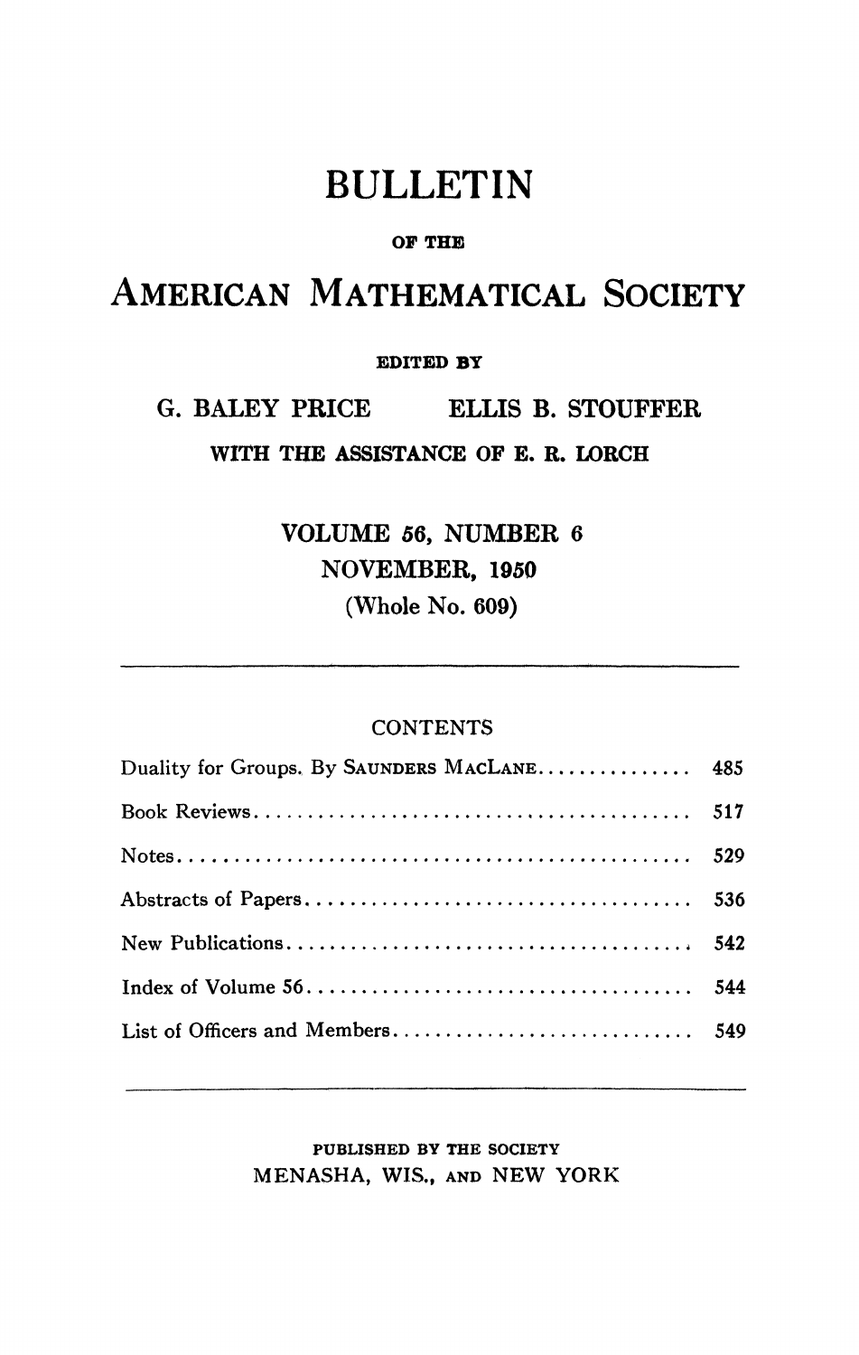# BULLETIN

OF THE

# AMERICAN MATHEMATICAL SOCIETY

EDITED BY

G. BALEY PRICE ELLIS B. STOUFFER

WITH THE ASSISTANCE OF E. R. LORCH

VOLUME 56, NUMBER 6

NOVEMBER, 1950

(Whole No. 609)

## CONTENTS

| | |
|---|---|
| Duality for Groups. By SAUNDERS MACLANE | 485 |
| Book Reviews | 517 |
| Notes | 529 |
| Abstracts of Papers | 536 |
| New Publications | 542 |
| Index of Volume 56 | 544 |
| List of Officers and Members | 549 |

PUBLISHED BY THE SOCIETY

MENASHA, WIS., AND NEW YORK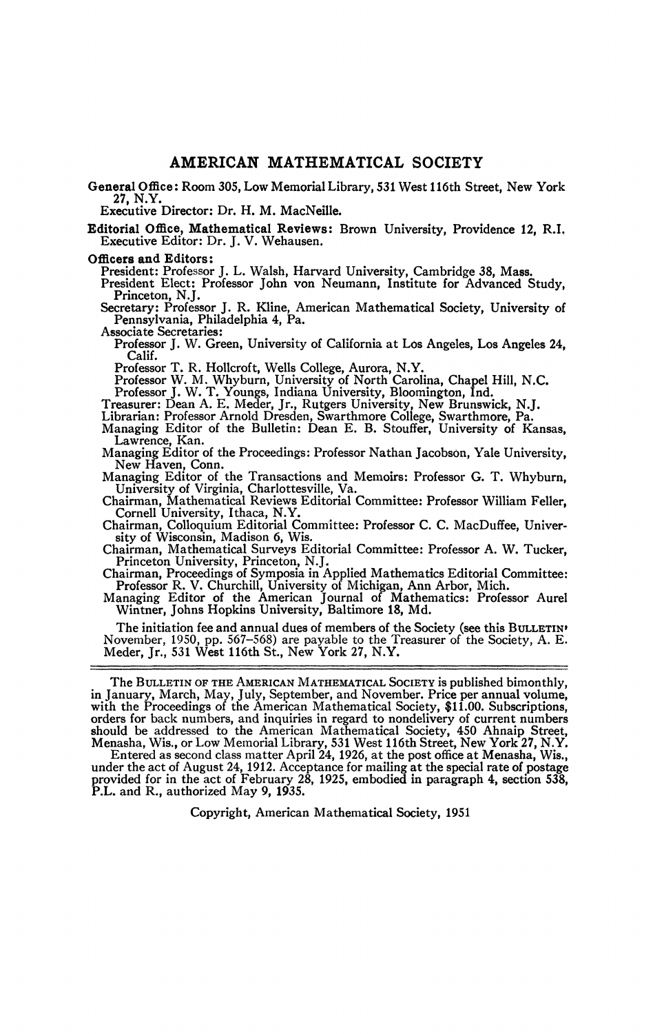# AMERICAN MATHEMATICAL SOCIETY

**General Office:** Room 305, Low Memorial Library, 531 West 116th Street, New York 27, N.Y.
Executive Director: Dr. H. M. MacNeille.

**Editorial Office, Mathematical Reviews:** Brown University, Providence 12, R.I.
Executive Editor: Dr. J. V. Wehausen.

**Officers and Editors:**

President: Professor J. L. Walsh, Harvard University, Cambridge 38, Mass.

President Elect: Professor John von Neumann, Institute for Advanced Study, Princeton, N.J.

Secretary: Professor J. R. Kline, American Mathematical Society, University of Pennsylvania, Philadelphia 4, Pa.

Associate Secretaries:
Professor J. W. Green, University of California at Los Angeles, Los Angeles 24, Calif.
Professor T. R. Hollcroft, Wells College, Aurora, N.Y.
Professor W. M. Whyburn, University of North Carolina, Chapel Hill, N.C.
Professor J. W. T. Youngs, Indiana University, Bloomington, Ind.

Treasurer: Dean A. E. Meder, Jr., Rutgers University, New Brunswick, N.J.

Librarian: Professor Arnold Dresden, Swarthmore College, Swarthmore, Pa.

Managing Editor of the Bulletin: Dean E. B. Stouffer, University of Kansas, Lawrence, Kan.

Managing Editor of the Proceedings: Professor Nathan Jacobson, Yale University, New Haven, Conn.

Managing Editor of the Transactions and Memoirs: Professor G. T. Whyburn, University of Virginia, Charlottesville, Va.

Chairman, Mathematical Reviews Editorial Committee: Professor William Feller, Cornell University, Ithaca, N.Y.

Chairman, Colloquium Editorial Committee: Professor C. C. MacDuffee, University of Wisconsin, Madison 6, Wis.

Chairman, Mathematical Surveys Editorial Committee: Professor A. W. Tucker, Princeton University, Princeton, N.J.

Chairman, Proceedings of Symposia in Applied Mathematics Editorial Committee: Professor R. V. Churchill, University of Michigan, Ann Arbor, Mich.

Managing Editor of the American Journal of Mathematics: Professor Aurel Wintner, Johns Hopkins University, Baltimore 18, Md.

The initiation fee and annual dues of members of the Society (see this BULLETIN' November, 1950, pp. 567–568) are payable to the Treasurer of the Society, A. E. Meder, Jr., 531 West 116th St., New York 27, N.Y.

---

The BULLETIN OF THE AMERICAN MATHEMATICAL SOCIETY is published bimonthly, in January, March, May, July, September, and November. Price per annual volume, with the Proceedings of the American Mathematical Society, $11.00. Subscriptions, orders for back numbers, and inquiries in regard to nondelivery of current numbers should be addressed to the American Mathematical Society, 450 Ahnaip Street, Menasha, Wis., or Low Memorial Library, 531 West 116th Street, New York 27, N.Y.

Entered as second class matter April 24, 1926, at the post office at Menasha, Wis., under the act of August 24, 1912. Acceptance for mailing at the special rate of postage provided for in the act of February 28, 1925, embodied in paragraph 4, section 538, P.L. and R., authorized May 9, 1935.

Copyright, American Mathematical Society, 1951